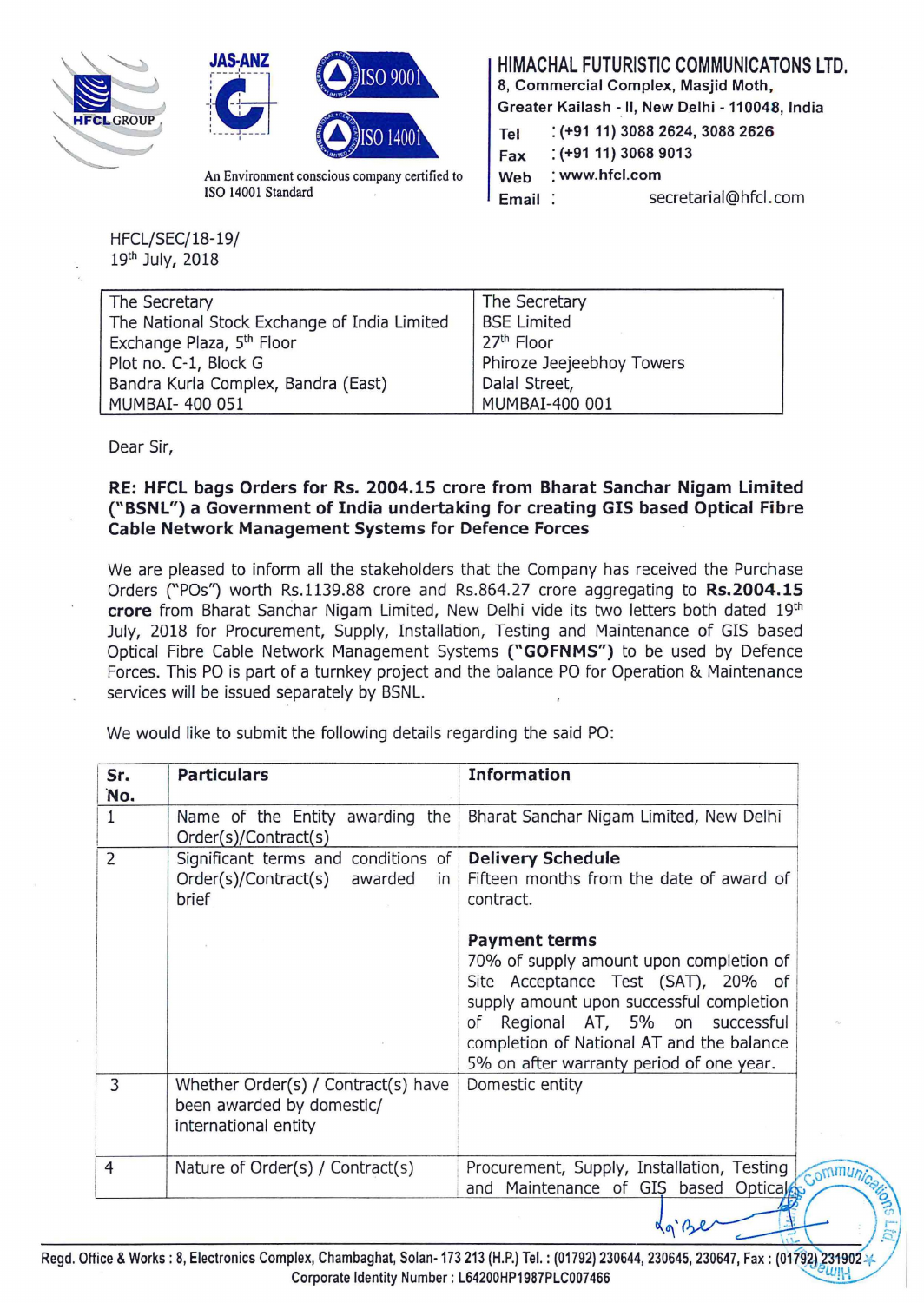**HIMACHAL FUTURISTIC COMMUNICATONS LTD.**
8, Commercial Complex, Masjid Moth,
Greater Kailash - II, New Delhi - 110048, India
Tel : (+91 11) 3088 2624, 3088 2626
Fax : (+91 11) 3068 9013
Web : www.hfcl.com
Email : secretarial@hfcl.com

An Environment conscious company certified to ISO 14001 Standard

HFCL/SEC/18-19/
19th July, 2018

| The Secretary<br>The National Stock Exchange of India Limited<br>Exchange Plaza, 5th Floor<br>Plot no. C-1, Block G<br>Bandra Kurla Complex, Bandra (East)<br>MUMBAI- 400 051 | The Secretary<br>BSE Limited<br>27th Floor<br>Phiroze Jeejeebhoy Towers<br>Dalal Street,<br>MUMBAI-400 001 |
|---|---|

Dear Sir,

**RE: HFCL bags Orders for Rs. 2004.15 crore from Bharat Sanchar Nigam Limited ("BSNL") a Government of India undertaking for creating GIS based Optical Fibre Cable Network Management Systems for Defence Forces**

We are pleased to inform all the stakeholders that the Company has received the Purchase Orders ("POs") worth Rs.1139.88 crore and Rs.864.27 crore aggregating to **Rs.2004.15 crore** from Bharat Sanchar Nigam Limited, New Delhi vide its two letters both dated 19th July, 2018 for Procurement, Supply, Installation, Testing and Maintenance of GIS based Optical Fibre Cable Network Management Systems **("GOFNMS")** to be used by Defence Forces. This PO is part of a turnkey project and the balance PO for Operation & Maintenance services will be issued separately by BSNL.

We would like to submit the following details regarding the said PO:

| Sr. No. | Particulars | Information |
|---|---|---|
| 1 | Name of the Entity awarding the Order(s)/Contract(s) | Bharat Sanchar Nigam Limited, New Delhi |
| 2 | Significant terms and conditions of Order(s)/Contract(s) awarded in brief | **Delivery Schedule**<br>Fifteen months from the date of award of contract.<br><br>**Payment terms**<br>70% of supply amount upon completion of Site Acceptance Test (SAT), 20% of supply amount upon successful completion of Regional AT, 5% on successful completion of National AT and the balance 5% on after warranty period of one year. |
| 3 | Whether Order(s) / Contract(s) have been awarded by domestic/ international entity | Domestic entity |
| 4 | Nature of Order(s) / Contract(s) | Procurement, Supply, Installation, Testing and Maintenance of GIS based Optical |

Regd. Office & Works : 8, Electronics Complex, Chambaghat, Solan- 173 213 (H.P.) Tel. : (01792) 230644, 230645, 230647, Fax : (01792) 231902
Corporate Identity Number : L64200HP1987PLC007466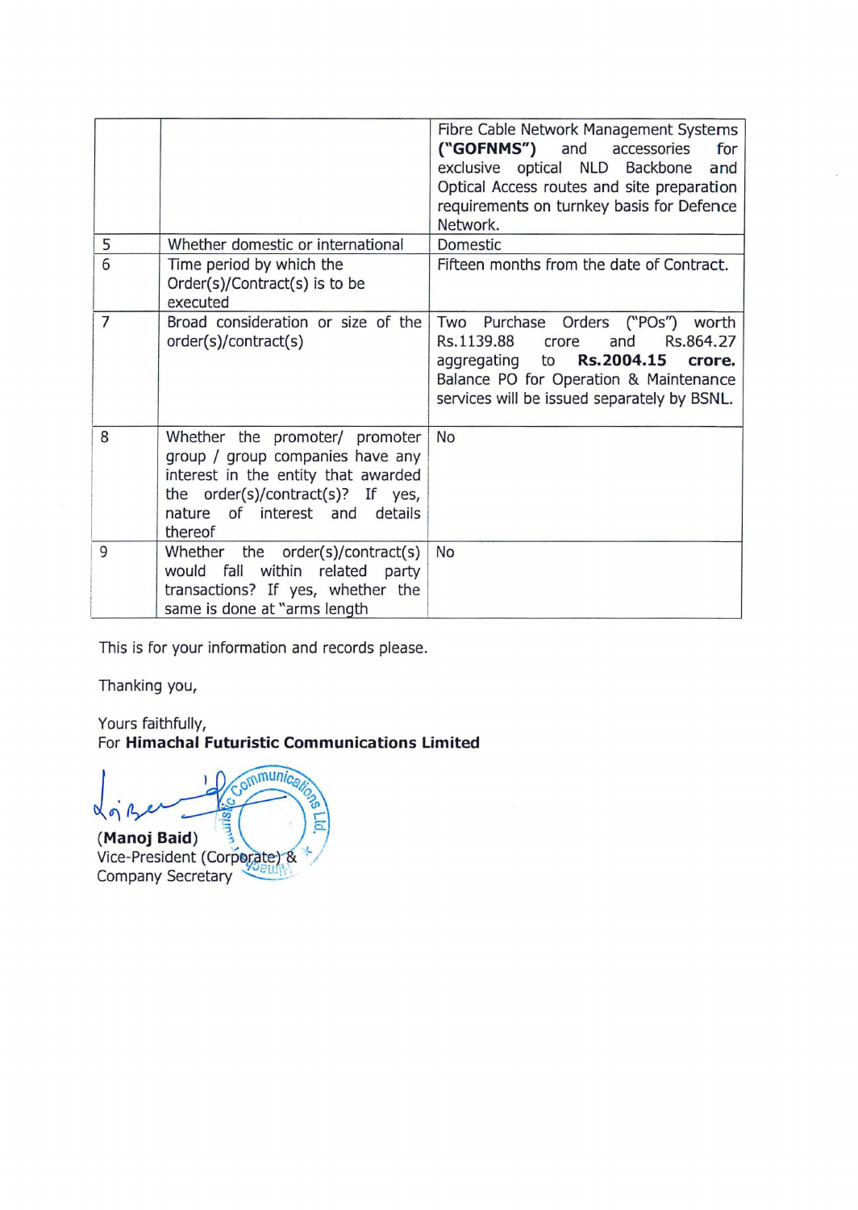| | | |
|---|---|---|
| | | Fibre Cable Network Management Systems **("GOFNMS")** and accessories for exclusive optical NLD Backbone and Optical Access routes and site preparation requirements on turnkey basis for Defence Network. |
| 5 | Whether domestic or international | Domestic |
| 6 | Time period by which the Order(s)/Contract(s) is to be executed | Fifteen months from the date of Contract. |
| 7 | Broad consideration or size of the order(s)/contract(s) | Two Purchase Orders ("POs") worth Rs.1139.88 crore and Rs.864.27 aggregating to **Rs.2004.15 crore.** Balance PO for Operation & Maintenance services will be issued separately by BSNL. |
| 8 | Whether the promoter/ promoter group / group companies have any interest in the entity that awarded the order(s)/contract(s)? If yes, nature of interest and details thereof | No |
| 9 | Whether the order(s)/contract(s) would fall within related party transactions? If yes, whether the same is done at "arms length | No |

This is for your information and records please.

Thanking you,

Yours faithfully,
For **Himachal Futuristic Communications Limited**

(**Manoj Baid**)
Vice-President (Corporate) &
Company Secretary